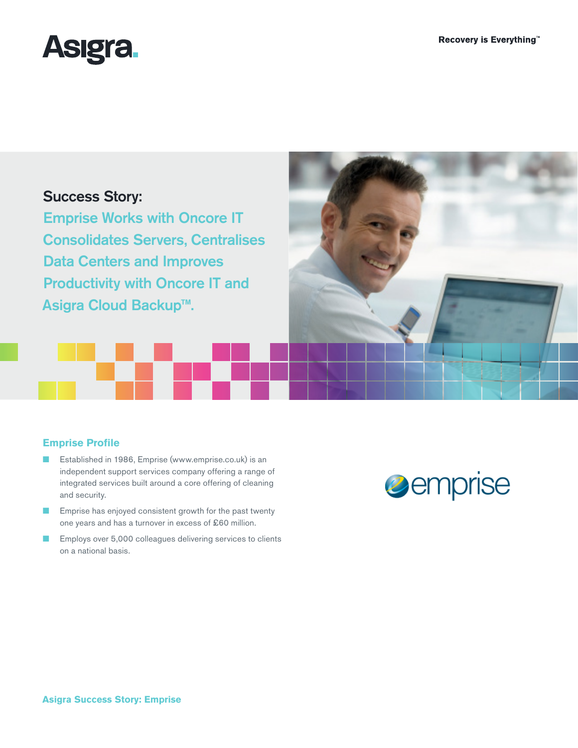Asigra.

Recovery is Everything™

# Success Story: Emprise Works with Oncore IT Consolidates Servers, Centralises Data Centers and Improves Productivity with Oncore IT and Asigra Cloud Backup™.

## Emprise Profile

- Established in 1986, Emprise (www.emprise.co.uk) is an independent support services company offering a range of integrated services built around a core offering of cleaning and security.
- Emprise has enjoyed consistent growth for the past twenty one years and has a turnover in excess of £60 million.
- Employs over 5,000 colleagues delivering services to clients on a national basis.

emprise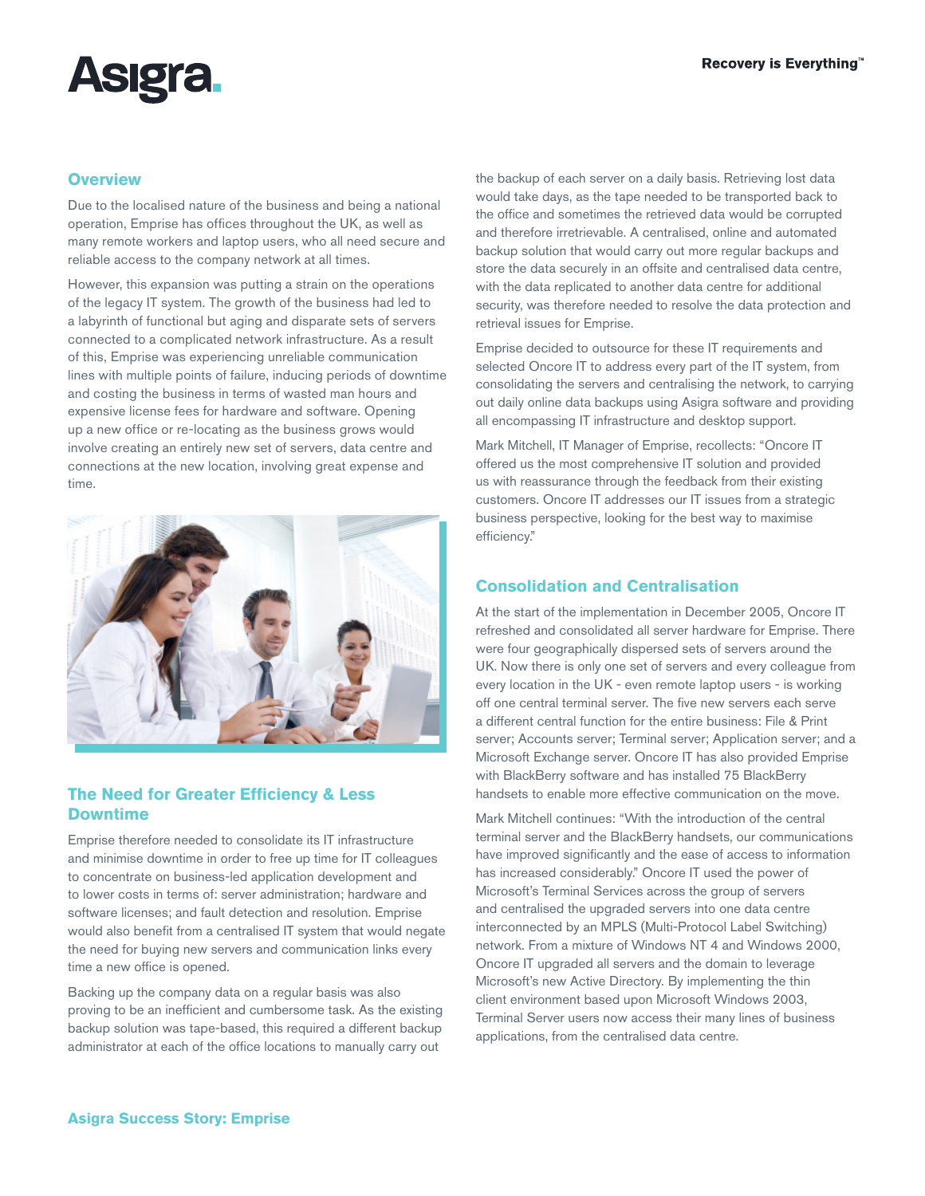## Overview

Due to the localised nature of the business and being a national operation, Emprise has offices throughout the UK, as well as many remote workers and laptop users, who all need secure and reliable access to the company network at all times.

However, this expansion was putting a strain on the operations of the legacy IT system. The growth of the business had led to a labyrinth of functional but aging and disparate sets of servers connected to a complicated network infrastructure. As a result of this, Emprise was experiencing unreliable communication lines with multiple points of failure, inducing periods of downtime and costing the business in terms of wasted man hours and expensive license fees for hardware and software. Opening up a new office or re-locating as the business grows would involve creating an entirely new set of servers, data centre and connections at the new location, involving great expense and time.

## The Need for Greater Efficiency & Less Downtime

Emprise therefore needed to consolidate its IT infrastructure and minimise downtime in order to free up time for IT colleagues to concentrate on business-led application development and to lower costs in terms of: server administration; hardware and software licenses; and fault detection and resolution. Emprise would also benefit from a centralised IT system that would negate the need for buying new servers and communication links every time a new office is opened.

Backing up the company data on a regular basis was also proving to be an inefficient and cumbersome task. As the existing backup solution was tape-based, this required a different backup administrator at each of the office locations to manually carry out the backup of each server on a daily basis. Retrieving lost data would take days, as the tape needed to be transported back to the office and sometimes the retrieved data would be corrupted and therefore irretrievable. A centralised, online and automated backup solution that would carry out more regular backups and store the data securely in an offsite and centralised data centre, with the data replicated to another data centre for additional security, was therefore needed to resolve the data protection and retrieval issues for Emprise.

Emprise decided to outsource for these IT requirements and selected Oncore IT to address every part of the IT system, from consolidating the servers and centralising the network, to carrying out daily online data backups using Asigra software and providing all encompassing IT infrastructure and desktop support.

Mark Mitchell, IT Manager of Emprise, recollects: "Oncore IT offered us the most comprehensive IT solution and provided us with reassurance through the feedback from their existing customers. Oncore IT addresses our IT issues from a strategic business perspective, looking for the best way to maximise efficiency."

## Consolidation and Centralisation

At the start of the implementation in December 2005, Oncore IT refreshed and consolidated all server hardware for Emprise. There were four geographically dispersed sets of servers around the UK. Now there is only one set of servers and every colleague from every location in the UK - even remote laptop users - is working off one central terminal server. The five new servers each serve a different central function for the entire business: File & Print server; Accounts server; Terminal server; Application server; and a Microsoft Exchange server. Oncore IT has also provided Emprise with BlackBerry software and has installed 75 BlackBerry handsets to enable more effective communication on the move.

Mark Mitchell continues: "With the introduction of the central terminal server and the BlackBerry handsets, our communications have improved significantly and the ease of access to information has increased considerably." Oncore IT used the power of Microsoft's Terminal Services across the group of servers and centralised the upgraded servers into one data centre interconnected by an MPLS (Multi-Protocol Label Switching) network. From a mixture of Windows NT 4 and Windows 2000, Oncore IT upgraded all servers and the domain to leverage Microsoft's new Active Directory. By implementing the thin client environment based upon Microsoft Windows 2003, Terminal Server users now access their many lines of business applications, from the centralised data centre.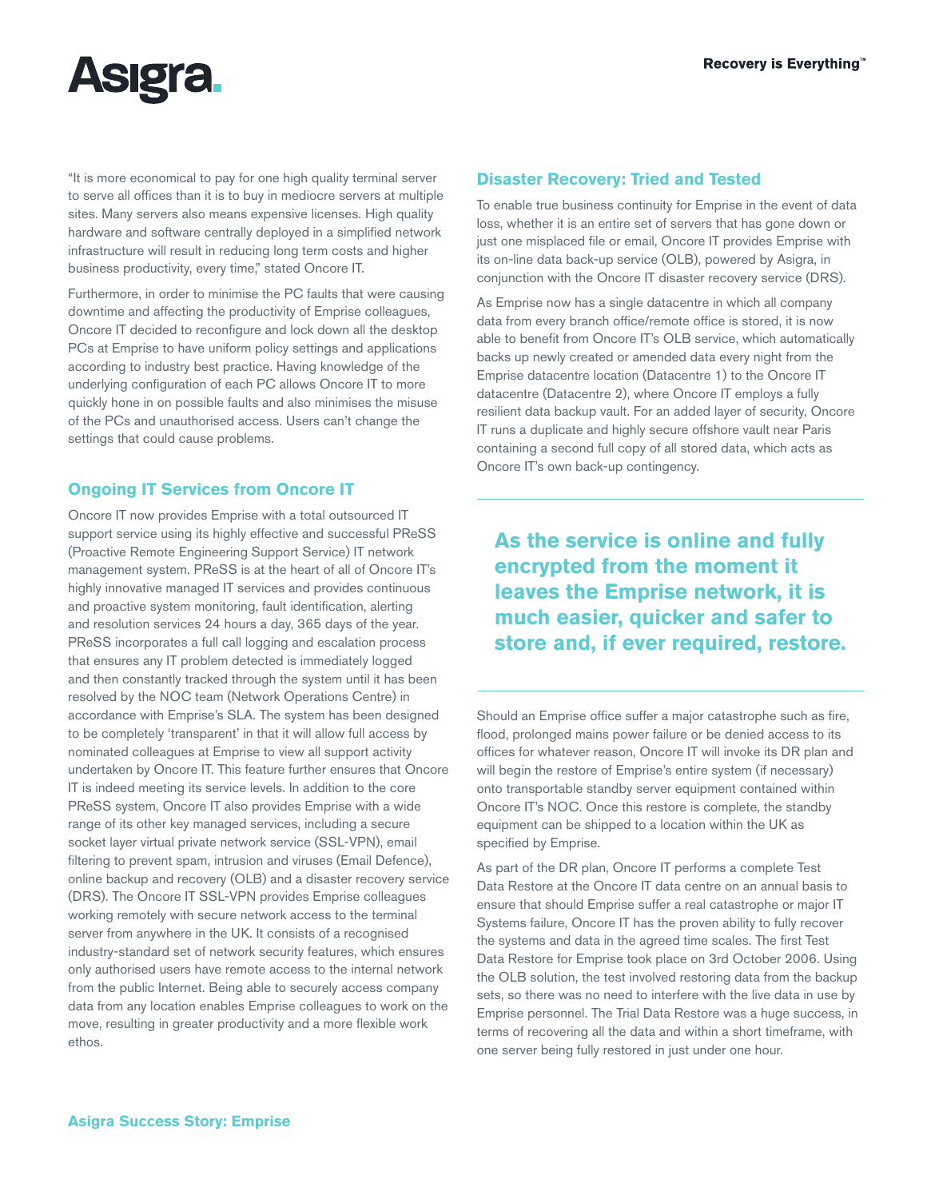"It is more economical to pay for one high quality terminal server to serve all offices than it is to buy in mediocre servers at multiple sites. Many servers also means expensive licenses. High quality hardware and software centrally deployed in a simplified network infrastructure will result in reducing long term costs and higher business productivity, every time," stated Oncore IT.

Furthermore, in order to minimise the PC faults that were causing downtime and affecting the productivity of Emprise colleagues, Oncore IT decided to reconfigure and lock down all the desktop PCs at Emprise to have uniform policy settings and applications according to industry best practice. Having knowledge of the underlying configuration of each PC allows Oncore IT to more quickly hone in on possible faults and also minimises the misuse of the PCs and unauthorised access. Users can't change the settings that could cause problems.

## Ongoing IT Services from Oncore IT

Oncore IT now provides Emprise with a total outsourced IT support service using its highly effective and successful PReSS (Proactive Remote Engineering Support Service) IT network management system. PReSS is at the heart of all of Oncore IT's highly innovative managed IT services and provides continuous and proactive system monitoring, fault identification, alerting and resolution services 24 hours a day, 365 days of the year. PReSS incorporates a full call logging and escalation process that ensures any IT problem detected is immediately logged and then constantly tracked through the system until it has been resolved by the NOC team (Network Operations Centre) in accordance with Emprise's SLA. The system has been designed to be completely 'transparent' in that it will allow full access by nominated colleagues at Emprise to view all support activity undertaken by Oncore IT. This feature further ensures that Oncore IT is indeed meeting its service levels. In addition to the core PReSS system, Oncore IT also provides Emprise with a wide range of its other key managed services, including a secure socket layer virtual private network service (SSL-VPN), email filtering to prevent spam, intrusion and viruses (Email Defence), online backup and recovery (OLB) and a disaster recovery service (DRS). The Oncore IT SSL-VPN provides Emprise colleagues working remotely with secure network access to the terminal server from anywhere in the UK. It consists of a recognised industry-standard set of network security features, which ensures only authorised users have remote access to the internal network from the public Internet. Being able to securely access company data from any location enables Emprise colleagues to work on the move, resulting in greater productivity and a more flexible work ethos.

## Disaster Recovery: Tried and Tested

To enable true business continuity for Emprise in the event of data loss, whether it is an entire set of servers that has gone down or just one misplaced file or email, Oncore IT provides Emprise with its on-line data back-up service (OLB), powered by Asigra, in conjunction with the Oncore IT disaster recovery service (DRS).

As Emprise now has a single datacentre in which all company data from every branch office/remote office is stored, it is now able to benefit from Oncore IT's OLB service, which automatically backs up newly created or amended data every night from the Emprise datacentre location (Datacentre 1) to the Oncore IT datacentre (Datacentre 2), where Oncore IT employs a fully resilient data backup vault. For an added layer of security, Oncore IT runs a duplicate and highly secure offshore vault near Paris containing a second full copy of all stored data, which acts as Oncore IT's own back-up contingency.

**As the service is online and fully encrypted from the moment it leaves the Emprise network, it is much easier, quicker and safer to store and, if ever required, restore.**

Should an Emprise office suffer a major catastrophe such as fire, flood, prolonged mains power failure or be denied access to its offices for whatever reason, Oncore IT will invoke its DR plan and will begin the restore of Emprise's entire system (if necessary) onto transportable standby server equipment contained within Oncore IT's NOC. Once this restore is complete, the standby equipment can be shipped to a location within the UK as specified by Emprise.

As part of the DR plan, Oncore IT performs a complete Test Data Restore at the Oncore IT data centre on an annual basis to ensure that should Emprise suffer a real catastrophe or major IT Systems failure, Oncore IT has the proven ability to fully recover the systems and data in the agreed time scales. The first Test Data Restore for Emprise took place on 3rd October 2006. Using the OLB solution, the test involved restoring data from the backup sets, so there was no need to interfere with the live data in use by Emprise personnel. The Trial Data Restore was a huge success, in terms of recovering all the data and within a short timeframe, with one server being fully restored in just under one hour.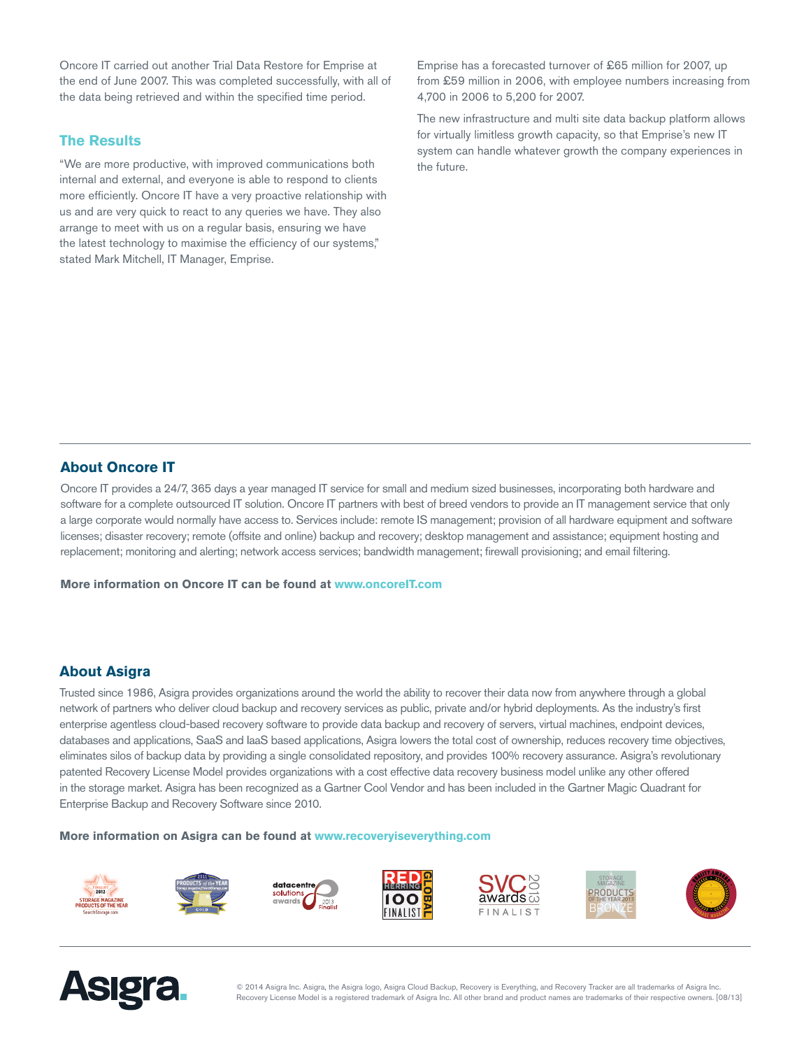Oncore IT carried out another Trial Data Restore for Emprise at the end of June 2007. This was completed successfully, with all of the data being retrieved and within the specified time period.

## The Results

"We are more productive, with improved communications both internal and external, and everyone is able to respond to clients more efficiently. Oncore IT have a very proactive relationship with us and are very quick to react to any queries we have. They also arrange to meet with us on a regular basis, ensuring we have the latest technology to maximise the efficiency of our systems," stated Mark Mitchell, IT Manager, Emprise.

Emprise has a forecasted turnover of £65 million for 2007, up from £59 million in 2006, with employee numbers increasing from 4,700 in 2006 to 5,200 for 2007.

The new infrastructure and multi site data backup platform allows for virtually limitless growth capacity, so that Emprise's new IT system can handle whatever growth the company experiences in the future.

## About Oncore IT

Oncore IT provides a 24/7, 365 days a year managed IT service for small and medium sized businesses, incorporating both hardware and software for a complete outsourced IT solution. Oncore IT partners with best of breed vendors to provide an IT management service that only a large corporate would normally have access to. Services include: remote IS management; provision of all hardware equipment and software licenses; disaster recovery; remote (offsite and online) backup and recovery; desktop management and assistance; equipment hosting and replacement; monitoring and alerting; network access services; bandwidth management; firewall provisioning; and email filtering.

**More information on Oncore IT can be found at www.oncoreIT.com**

## About Asigra

Trusted since 1986, Asigra provides organizations around the world the ability to recover their data now from anywhere through a global network of partners who deliver cloud backup and recovery services as public, private and/or hybrid deployments. As the industry's first enterprise agentless cloud-based recovery software to provide data backup and recovery of servers, virtual machines, endpoint devices, databases and applications, SaaS and IaaS based applications, Asigra lowers the total cost of ownership, reduces recovery time objectives, eliminates silos of backup data by providing a single consolidated repository, and provides 100% recovery assurance. Asigra's revolutionary patented Recovery License Model provides organizations with a cost effective data recovery business model unlike any other offered in the storage market. Asigra has been recognized as a Gartner Cool Vendor and has been included in the Gartner Magic Quadrant for Enterprise Backup and Recovery Software since 2010.

**More information on Asigra can be found at www.recoveryiseverything.com**

© 2014 Asigra Inc. Asigra, the Asigra logo, Asigra Cloud Backup, Recovery is Everything, and Recovery Tracker are all trademarks of Asigra Inc. Recovery License Model is a registered trademark of Asigra Inc. All other brand and product names are trademarks of their respective owners. [08/13]